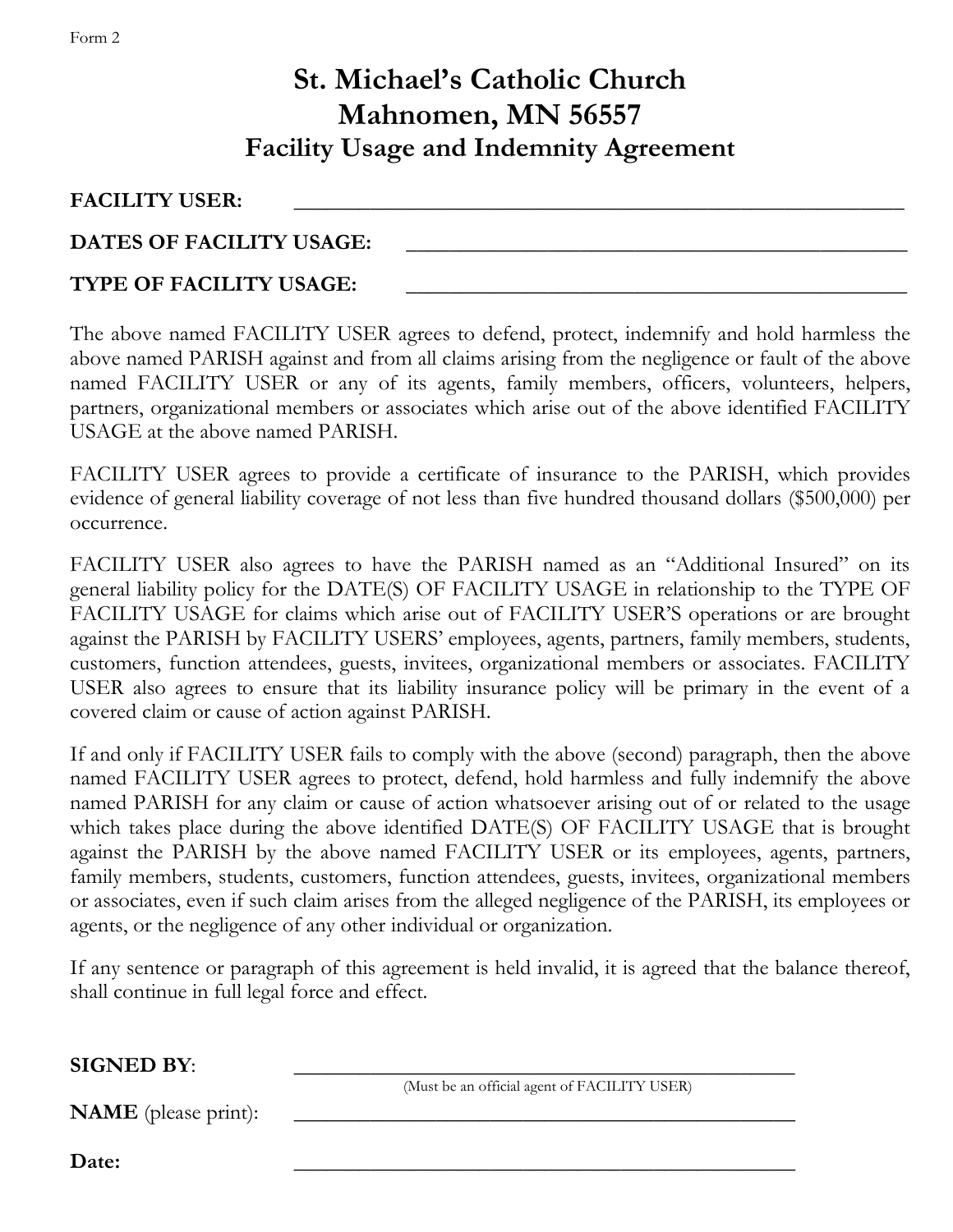Form 2

# St. Michael's Catholic Church
# Mahnomen, MN 56557
## Facility Usage and Indemnity Agreement

**FACILITY USER:** ________________________________________________

**DATES OF FACILITY USAGE:** ________________________________________

**TYPE OF FACILITY USAGE:** ________________________________________

The above named FACILITY USER agrees to defend, protect, indemnify and hold harmless the above named PARISH against and from all claims arising from the negligence or fault of the above named FACILITY USER or any of its agents, family members, officers, volunteers, helpers, partners, organizational members or associates which arise out of the above identified FACILITY USAGE at the above named PARISH.

FACILITY USER agrees to provide a certificate of insurance to the PARISH, which provides evidence of general liability coverage of not less than five hundred thousand dollars ($500,000) per occurrence.

FACILITY USER also agrees to have the PARISH named as an "Additional Insured" on its general liability policy for the DATE(S) OF FACILITY USAGE in relationship to the TYPE OF FACILITY USAGE for claims which arise out of FACILITY USER'S operations or are brought against the PARISH by FACILITY USERS' employees, agents, partners, family members, students, customers, function attendees, guests, invitees, organizational members or associates. FACILITY USER also agrees to ensure that its liability insurance policy will be primary in the event of a covered claim or cause of action against PARISH.

If and only if FACILITY USER fails to comply with the above (second) paragraph, then the above named FACILITY USER agrees to protect, defend, hold harmless and fully indemnify the above named PARISH for any claim or cause of action whatsoever arising out of or related to the usage which takes place during the above identified DATE(S) OF FACILITY USAGE that is brought against the PARISH by the above named FACILITY USER or its employees, agents, partners, family members, students, customers, function attendees, guests, invitees, organizational members or associates, even if such claim arises from the alleged negligence of the PARISH, its employees or agents, or the negligence of any other individual or organization.

If any sentence or paragraph of this agreement is held invalid, it is agreed that the balance thereof, shall continue in full legal force and effect.

**SIGNED BY**: ________________________________________
(Must be an official agent of FACILITY USER)

**NAME** (please print): ________________________________________

**Date:** ________________________________________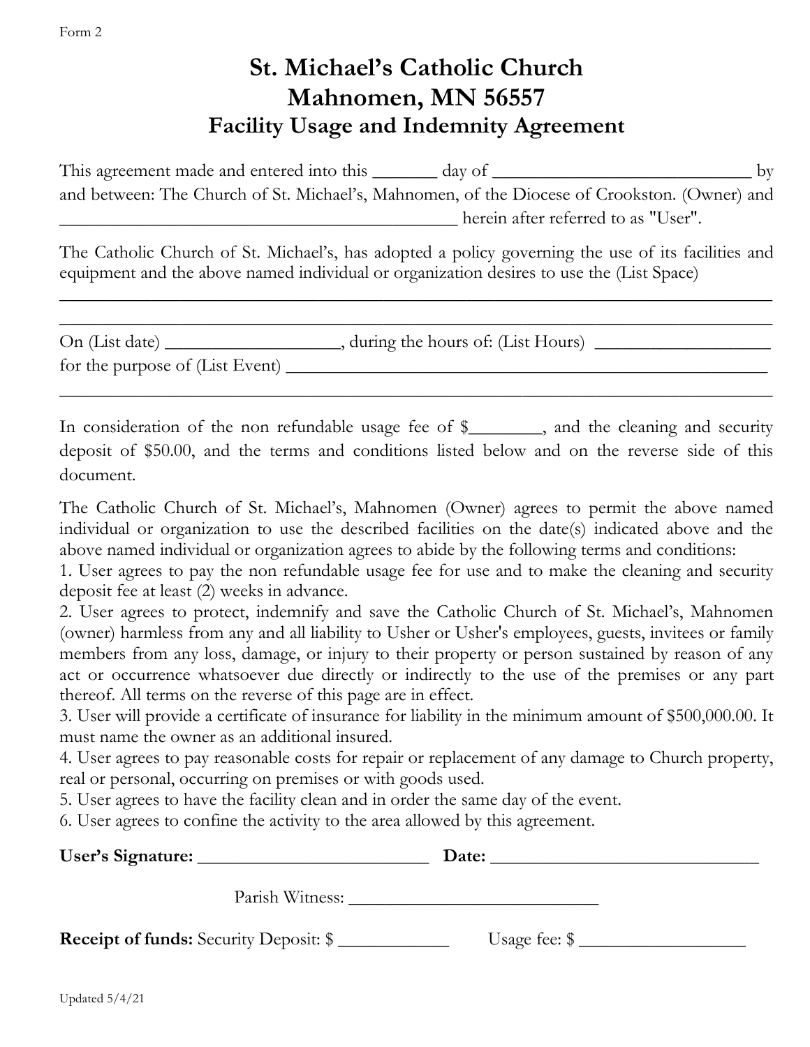Form 2

# St. Michael's Catholic Church
# Mahnomen, MN 56557
## Facility Usage and Indemnity Agreement

This agreement made and entered into this _______ day of ____________________________ by and between: The Church of St. Michael's, Mahnomen, of the Diocese of Crookston. (Owner) and _____________________________________________ herein after referred to as "User".

The Catholic Church of St. Michael's, has adopted a policy governing the use of its facilities and equipment and the above named individual or organization desires to use the (List Space) ________________________________________________________________________________
________________________________________________________________________________

On (List date) ___________________, during the hours of: (List Hours) ___________________ for the purpose of (List Event) ________________________________________________________
________________________________________________________________________________

In consideration of the non refundable usage fee of $________, and the cleaning and security deposit of $50.00, and the terms and conditions listed below and on the reverse side of this document.

The Catholic Church of St. Michael's, Mahnomen (Owner) agrees to permit the above named individual or organization to use the described facilities on the date(s) indicated above and the above named individual or organization agrees to abide by the following terms and conditions:

1. User agrees to pay the non refundable usage fee for use and to make the cleaning and security deposit fee at least (2) weeks in advance.
2. User agrees to protect, indemnify and save the Catholic Church of St. Michael's, Mahnomen (owner) harmless from any and all liability to Usher or Usher's employees, guests, invitees or family members from any loss, damage, or injury to their property or person sustained by reason of any act or occurrence whatsoever due directly or indirectly to the use of the premises or any part thereof. All terms on the reverse of this page are in effect.
3. User will provide a certificate of insurance for liability in the minimum amount of $500,000.00. It must name the owner as an additional insured.
4. User agrees to pay reasonable costs for repair or replacement of any damage to Church property, real or personal, occurring on premises or with goods used.
5. User agrees to have the facility clean and in order the same day of the event.
6. User agrees to confine the activity to the area allowed by this agreement.

**User's Signature:** __________________________ **Date:** ______________________________

Parish Witness: ____________________________

**Receipt of funds:** Security Deposit: $ ____________ Usage fee: $ __________________

Updated 5/4/21